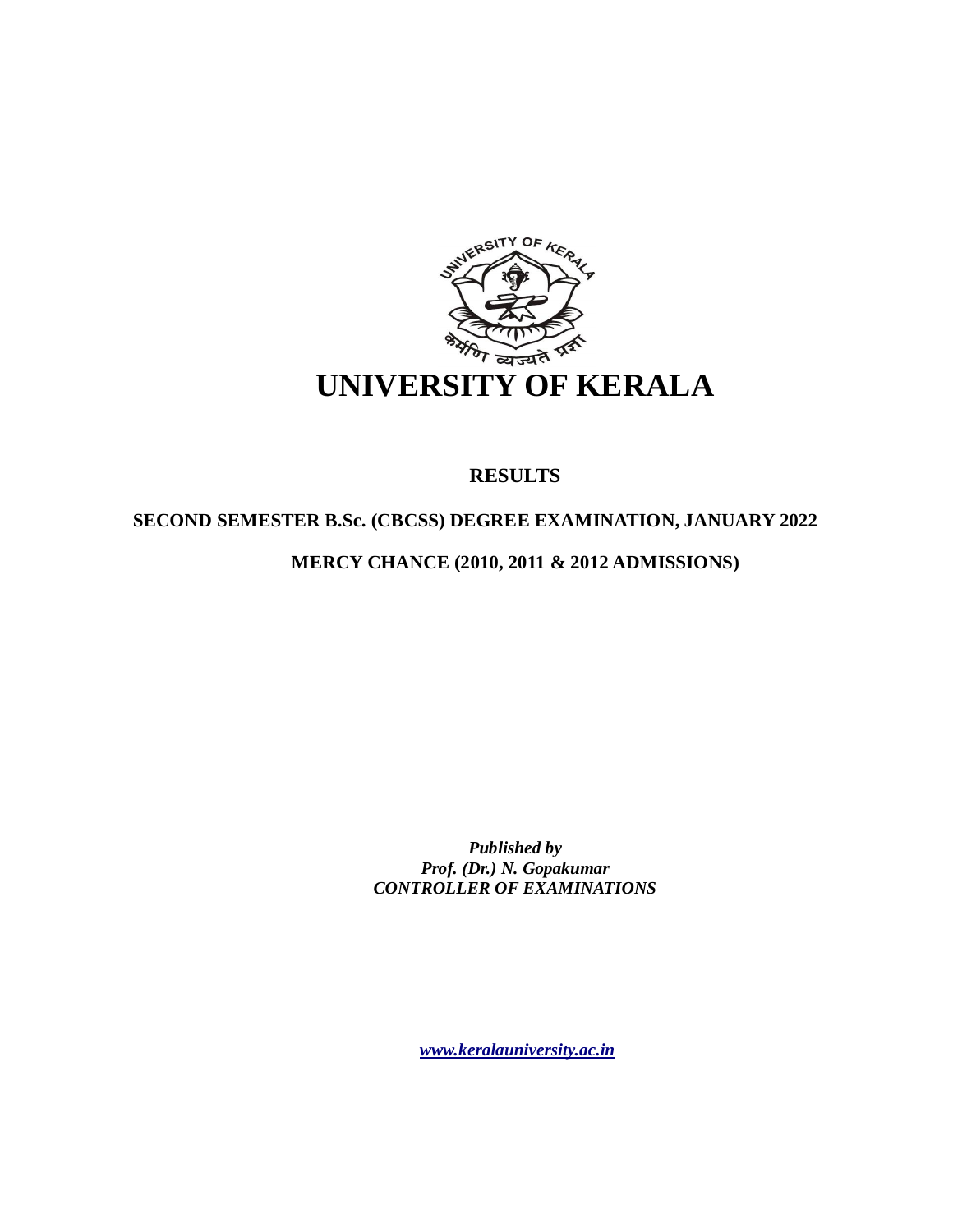# UNIVERSITY OF KERALA

## RESULTS

**SECOND SEMESTER B.Sc. (CBCSS) DEGREE EXAMINATION, JANUARY 2022**

**MERCY CHANCE (2010, 2011 & 2012 ADMISSIONS)**

***Published by***
***Prof. (Dr.) N. Gopakumar***
***CONTROLLER OF EXAMINATIONS***

***www.keralauniversity.ac.in***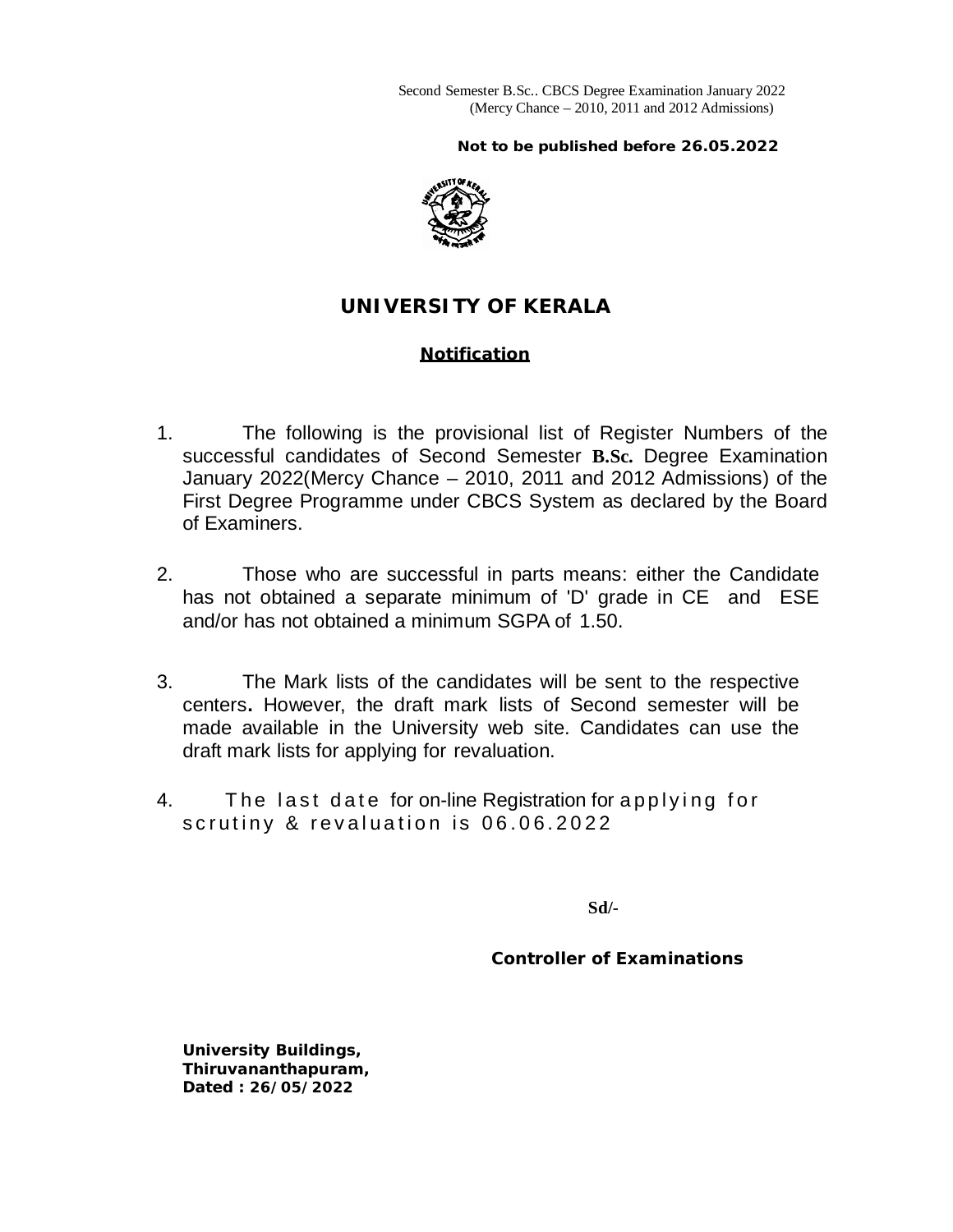Second Semester B.Sc.. CBCS Degree Examination January 2022
(Mercy Chance – 2010, 2011 and 2012 Admissions)

**Not to be published before 26.05.2022**

# UNIVERSITY OF KERALA

## Notification

1. The following is the provisional list of Register Numbers of the successful candidates of Second Semester **B.Sc.** Degree Examination January 2022(Mercy Chance – 2010, 2011 and 2012 Admissions) of the First Degree Programme under CBCS System as declared by the Board of Examiners.

2. Those who are successful in parts means: either the Candidate has not obtained a separate minimum of 'D' grade in CE and ESE and/or has not obtained a minimum SGPA of 1.50.

3. The Mark lists of the candidates will be sent to the respective centers**.** However, the draft mark lists of Second semester will be made available in the University web site. Candidates can use the draft mark lists for applying for revaluation.

4. The last date for on-line Registration for applying for scrutiny & revaluation is 06.06.2022

**Sd/-**

**Controller of Examinations**

**University Buildings,**
**Thiruvananthapuram,**
**Dated : 26/05/2022**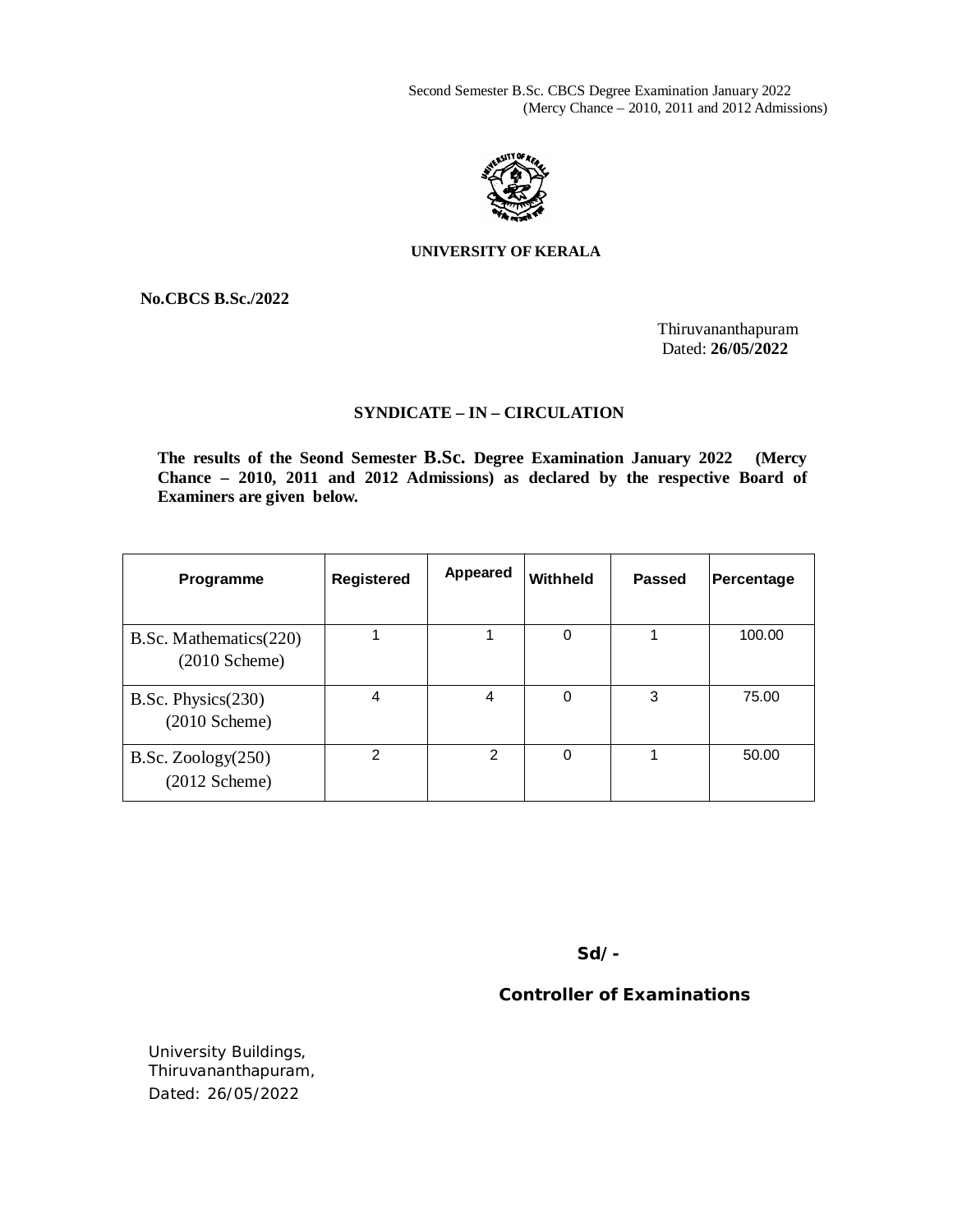Second Semester B.Sc. CBCS Degree Examination January 2022
(Mercy Chance – 2010, 2011 and 2012 Admissions)

**UNIVERSITY OF KERALA**

**No.CBCS B.Sc./2022**

Thiruvananthapuram
Dated: **26/05/2022**

## SYNDICATE – IN – CIRCULATION

**The results of the Seond Semester B.Sc. Degree Examination January 2022 (Mercy Chance – 2010, 2011 and 2012 Admissions) as declared by the respective Board of Examiners are given below.**

| Programme | Registered | Appeared | Withheld | Passed | Percentage |
|---|---|---|---|---|---|
| B.Sc. Mathematics(220) (2010 Scheme) | 1 | 1 | 0 | 1 | 100.00 |
| B.Sc. Physics(230) (2010 Scheme) | 4 | 4 | 0 | 3 | 75.00 |
| B.Sc. Zoology(250) (2012 Scheme) | 2 | 2 | 0 | 1 | 50.00 |

**Sd/-**

**Controller of Examinations**

University Buildings,
Thiruvananthapuram,
Dated: 26/05/2022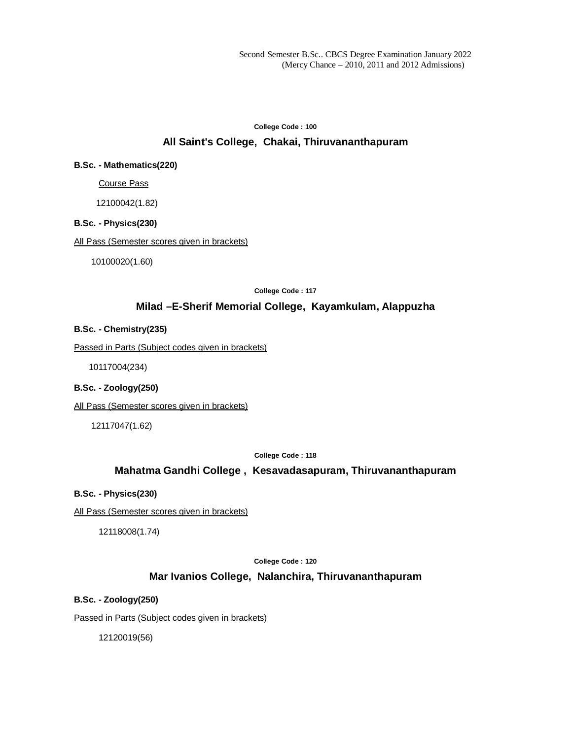Second Semester B.Sc.. CBCS Degree Examination January 2022
(Mercy Chance – 2010, 2011 and 2012 Admissions)

**College Code : 100**

## All Saint's College, Chakai, Thiruvananthapuram

**B.Sc. - Mathematics(220)**

Course Pass

12100042(1.82)

**B.Sc. - Physics(230)**

All Pass (Semester scores given in brackets)

10100020(1.60)

**College Code : 117**

## Milad –E-Sherif Memorial College, Kayamkulam, Alappuzha

**B.Sc. - Chemistry(235)**

Passed in Parts (Subject codes given in brackets)

10117004(234)

**B.Sc. - Zoology(250)**

All Pass (Semester scores given in brackets)

12117047(1.62)

**College Code : 118**

## Mahatma Gandhi College , Kesavadasapuram, Thiruvananthapuram

**B.Sc. - Physics(230)**

All Pass (Semester scores given in brackets)

12118008(1.74)

**College Code : 120**

## Mar Ivanios College, Nalanchira, Thiruvananthapuram

**B.Sc. - Zoology(250)**

Passed in Parts (Subject codes given in brackets)

12120019(56)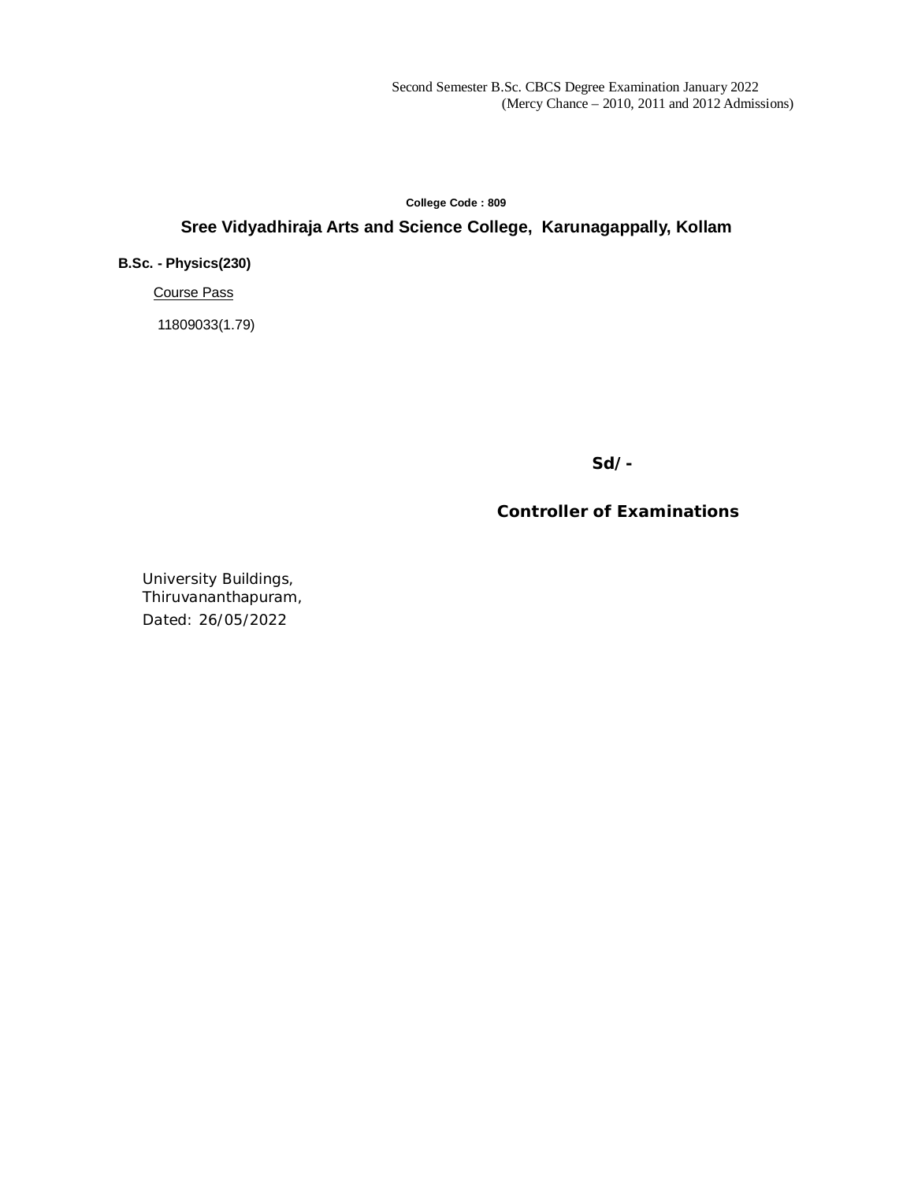Second Semester B.Sc. CBCS Degree Examination January 2022
(Mercy Chance – 2010, 2011 and 2012 Admissions)

**College Code : 809**

## Sree Vidyadhiraja Arts and Science College, Karunagappally, Kollam

**B.Sc. - Physics(230)**

Course Pass

11809033(1.79)

**Sd/-**

**Controller of Examinations**

University Buildings,
Thiruvananthapuram,
Dated: 26/05/2022